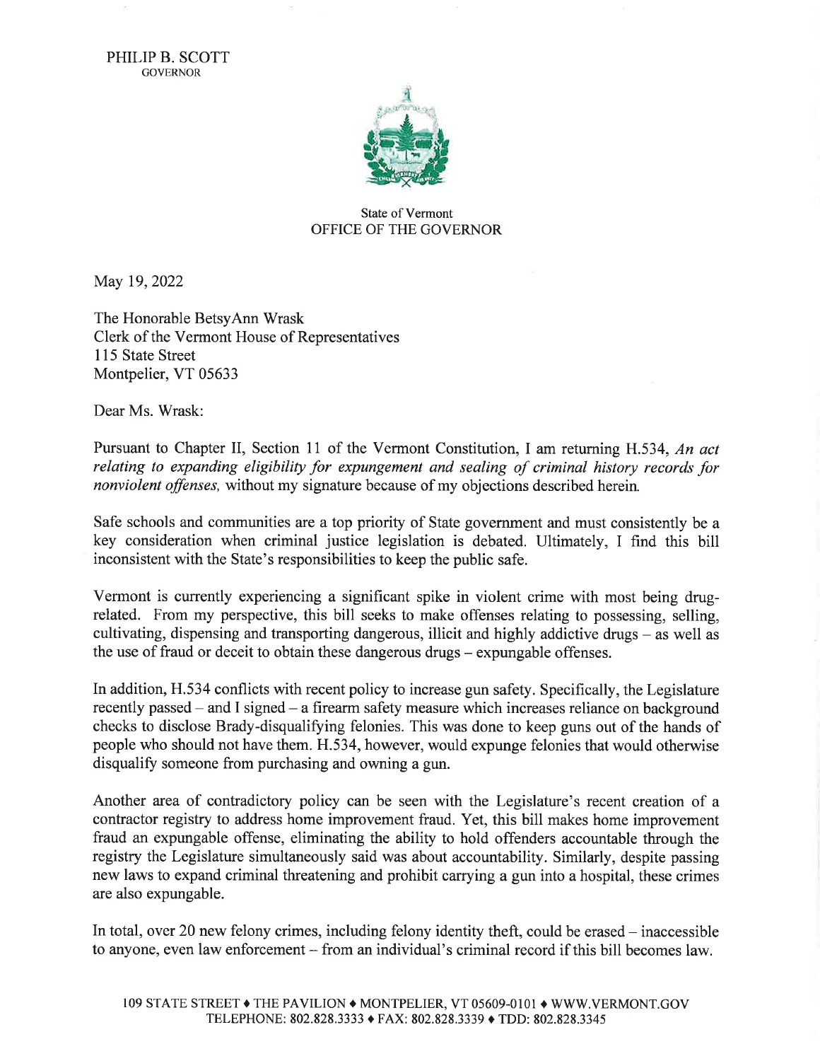PHILIP B. SCOTT
GOVERNOR

State of Vermont
OFFICE OF THE GOVERNOR

May 19, 2022

The Honorable BetsyAnn Wrask
Clerk of the Vermont House of Representatives
115 State Street
Montpelier, VT 05633

Dear Ms. Wrask:

Pursuant to Chapter II, Section 11 of the Vermont Constitution, I am returning H.534, *An act relating to expanding eligibility for expungement and sealing of criminal history records for nonviolent offenses,* without my signature because of my objections described herein.

Safe schools and communities are a top priority of State government and must consistently be a key consideration when criminal justice legislation is debated. Ultimately, I find this bill inconsistent with the State's responsibilities to keep the public safe.

Vermont is currently experiencing a significant spike in violent crime with most being drug-related. From my perspective, this bill seeks to make offenses relating to possessing, selling, cultivating, dispensing and transporting dangerous, illicit and highly addictive drugs – as well as the use of fraud or deceit to obtain these dangerous drugs – expungable offenses.

In addition, H.534 conflicts with recent policy to increase gun safety. Specifically, the Legislature recently passed – and I signed – a firearm safety measure which increases reliance on background checks to disclose Brady-disqualifying felonies. This was done to keep guns out of the hands of people who should not have them. H.534, however, would expunge felonies that would otherwise disqualify someone from purchasing and owning a gun.

Another area of contradictory policy can be seen with the Legislature's recent creation of a contractor registry to address home improvement fraud. Yet, this bill makes home improvement fraud an expungable offense, eliminating the ability to hold offenders accountable through the registry the Legislature simultaneously said was about accountability. Similarly, despite passing new laws to expand criminal threatening and prohibit carrying a gun into a hospital, these crimes are also expungable.

In total, over 20 new felony crimes, including felony identity theft, could be erased – inaccessible to anyone, even law enforcement – from an individual's criminal record if this bill becomes law.

109 STATE STREET ♦ THE PAVILION ♦ MONTPELIER, VT 05609-0101 ♦ WWW.VERMONT.GOV
TELEPHONE: 802.828.3333 ♦ FAX: 802.828.3339 ♦ TDD: 802.828.3345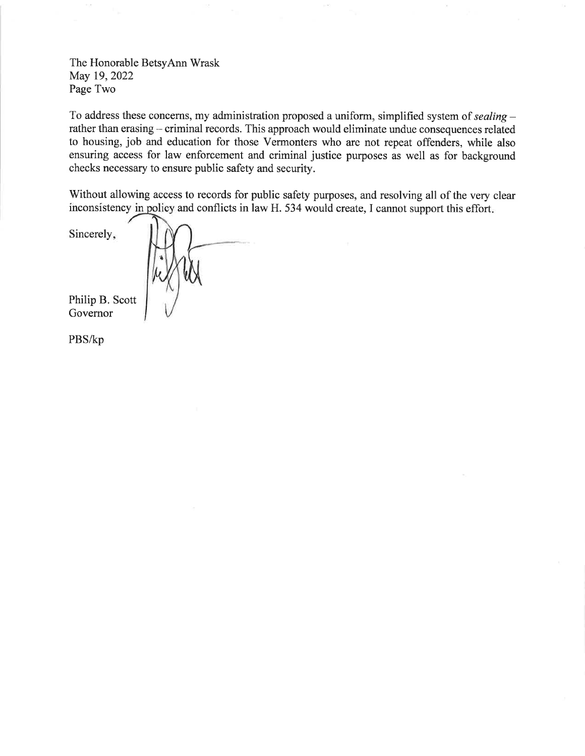The Honorable BetsyAnn Wrask
May 19, 2022
Page Two

To address these concerns, my administration proposed a uniform, simplified system of *sealing* – rather than erasing – criminal records. This approach would eliminate undue consequences related to housing, job and education for those Vermonters who are not repeat offenders, while also ensuring access for law enforcement and criminal justice purposes as well as for background checks necessary to ensure public safety and security.

Without allowing access to records for public safety purposes, and resolving all of the very clear inconsistency in policy and conflicts in law H. 534 would create, I cannot support this effort.

Sincerely,

Philip B. Scott
Governor

PBS/kp